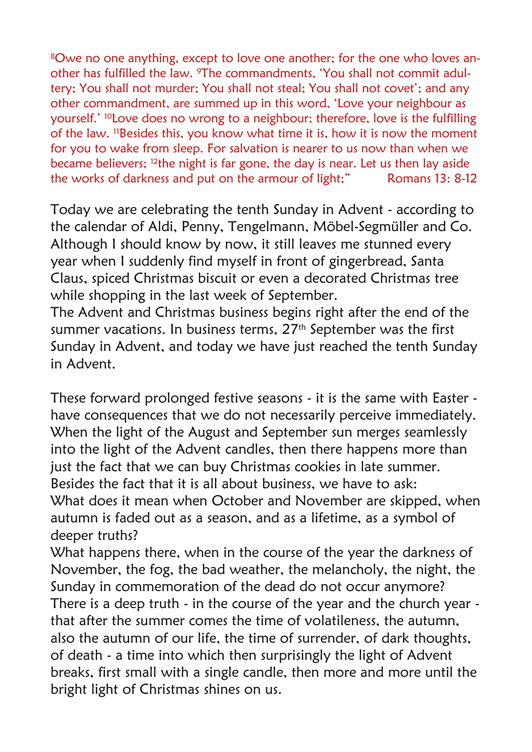[8]Owe no one anything, except to love one another; for the one who loves another has fulfilled the law. [9]The commandments, 'You shall not commit adultery; You shall not murder; You shall not steal; You shall not covet'; and any other commandment, are summed up in this word, 'Love your neighbour as yourself.' [10]Love does no wrong to a neighbour; therefore, love is the fulfilling of the law. [11]Besides this, you know what time it is, how it is now the moment for you to wake from sleep. For salvation is nearer to us now than when we became believers; [12]the night is far gone, the day is near. Let us then lay aside the works of darkness and put on the armour of light;" Romans 13: 8-12

Today we are celebrating the tenth Sunday in Advent - according to the calendar of Aldi, Penny, Tengelmann, Möbel-Segmüller and Co. Although I should know by now, it still leaves me stunned every year when I suddenly find myself in front of gingerbread, Santa Claus, spiced Christmas biscuit or even a decorated Christmas tree while shopping in the last week of September.
The Advent and Christmas business begins right after the end of the summer vacations. In business terms, 27th September was the first Sunday in Advent, and today we have just reached the tenth Sunday in Advent.

These forward prolonged festive seasons - it is the same with Easter - have consequences that we do not necessarily perceive immediately. When the light of the August and September sun merges seamlessly into the light of the Advent candles, then there happens more than just the fact that we can buy Christmas cookies in late summer. Besides the fact that it is all about business, we have to ask:
What does it mean when October and November are skipped, when autumn is faded out as a season, and as a lifetime, as a symbol of deeper truths?
What happens there, when in the course of the year the darkness of November, the fog, the bad weather, the melancholy, the night, the Sunday in commemoration of the dead do not occur anymore?
There is a deep truth - in the course of the year and the church year - that after the summer comes the time of volatileness, the autumn, also the autumn of our life, the time of surrender, of dark thoughts, of death - a time into which then surprisingly the light of Advent breaks, first small with a single candle, then more and more until the bright light of Christmas shines on us.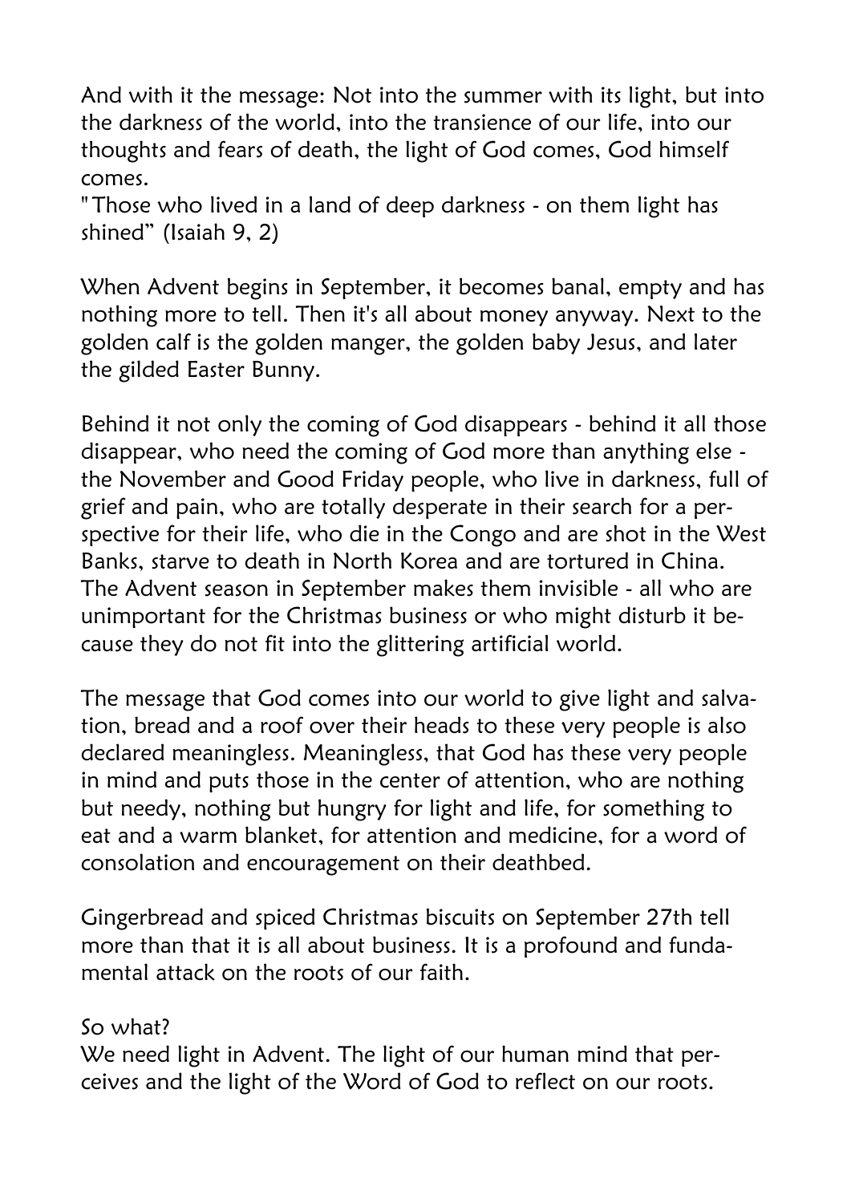And with it the message: Not into the summer with its light, but into the darkness of the world, into the transience of our life, into our thoughts and fears of death, the light of God comes, God himself comes.
"Those who lived in a land of deep darkness - on them light has shined" (Isaiah 9, 2)

When Advent begins in September, it becomes banal, empty and has nothing more to tell. Then it's all about money anyway. Next to the golden calf is the golden manger, the golden baby Jesus, and later the gilded Easter Bunny.

Behind it not only the coming of God disappears - behind it all those disappear, who need the coming of God more than anything else - the November and Good Friday people, who live in darkness, full of grief and pain, who are totally desperate in their search for a perspective for their life, who die in the Congo and are shot in the West Banks, starve to death in North Korea and are tortured in China. The Advent season in September makes them invisible - all who are unimportant for the Christmas business or who might disturb it because they do not fit into the glittering artificial world.

The message that God comes into our world to give light and salvation, bread and a roof over their heads to these very people is also declared meaningless. Meaningless, that God has these very people in mind and puts those in the center of attention, who are nothing but needy, nothing but hungry for light and life, for something to eat and a warm blanket, for attention and medicine, for a word of consolation and encouragement on their deathbed.

Gingerbread and spiced Christmas biscuits on September 27th tell more than that it is all about business. It is a profound and fundamental attack on the roots of our faith.

So what?
We need light in Advent. The light of our human mind that perceives and the light of the Word of God to reflect on our roots.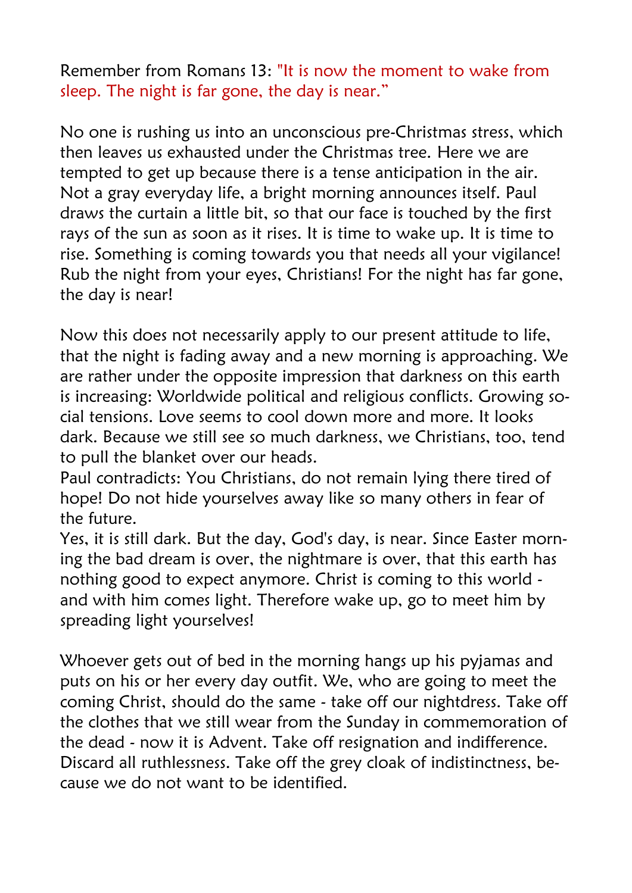Remember from Romans 13: "It is now the moment to wake from sleep. The night is far gone, the day is near."

No one is rushing us into an unconscious pre-Christmas stress, which then leaves us exhausted under the Christmas tree. Here we are tempted to get up because there is a tense anticipation in the air. Not a gray everyday life, a bright morning announces itself. Paul draws the curtain a little bit, so that our face is touched by the first rays of the sun as soon as it rises. It is time to wake up. It is time to rise. Something is coming towards you that needs all your vigilance! Rub the night from your eyes, Christians! For the night has far gone, the day is near!

Now this does not necessarily apply to our present attitude to life, that the night is fading away and a new morning is approaching. We are rather under the opposite impression that darkness on this earth is increasing: Worldwide political and religious conflicts. Growing social tensions. Love seems to cool down more and more. It looks dark. Because we still see so much darkness, we Christians, too, tend to pull the blanket over our heads.

Paul contradicts: You Christians, do not remain lying there tired of hope! Do not hide yourselves away like so many others in fear of the future.

Yes, it is still dark. But the day, God's day, is near. Since Easter morning the bad dream is over, the nightmare is over, that this earth has nothing good to expect anymore. Christ is coming to this world - and with him comes light. Therefore wake up, go to meet him by spreading light yourselves!

Whoever gets out of bed in the morning hangs up his pyjamas and puts on his or her every day outfit. We, who are going to meet the coming Christ, should do the same - take off our nightdress. Take off the clothes that we still wear from the Sunday in commemoration of the dead - now it is Advent. Take off resignation and indifference. Discard all ruthlessness. Take off the grey cloak of indistinctness, because we do not want to be identified.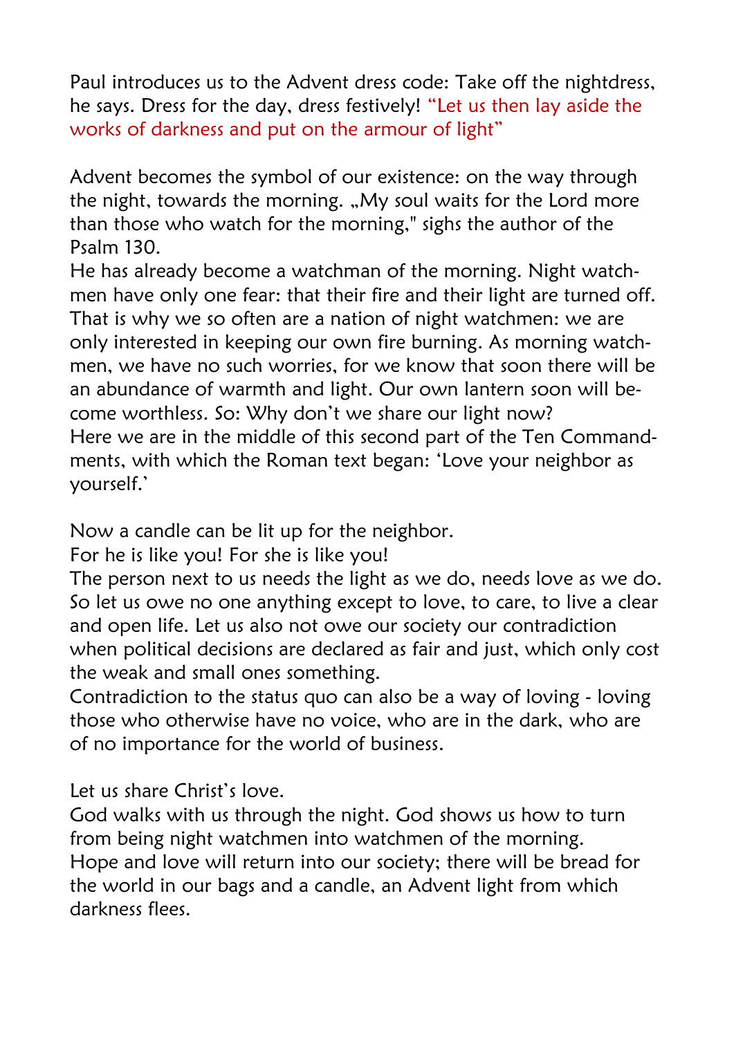Paul introduces us to the Advent dress code: Take off the nightdress, he says. Dress for the day, dress festively! “Let us then lay aside the works of darkness and put on the armour of light”

Advent becomes the symbol of our existence: on the way through the night, towards the morning. „My soul waits for the Lord more than those who watch for the morning," sighs the author of the Psalm 130.
He has already become a watchman of the morning. Night watchmen have only one fear: that their fire and their light are turned off. That is why we so often are a nation of night watchmen: we are only interested in keeping our own fire burning. As morning watchmen, we have no such worries, for we know that soon there will be an abundance of warmth and light. Our own lantern soon will become worthless. So: Why don’t we share our light now?
Here we are in the middle of this second part of the Ten Commandments, with which the Roman text began: ‘Love your neighbor as yourself.’

Now a candle can be lit up for the neighbor.
For he is like you! For she is like you!
The person next to us needs the light as we do, needs love as we do. So let us owe no one anything except to love, to care, to live a clear and open life. Let us also not owe our society our contradiction when political decisions are declared as fair and just, which only cost the weak and small ones something.
Contradiction to the status quo can also be a way of loving - loving those who otherwise have no voice, who are in the dark, who are of no importance for the world of business.

Let us share Christ’s love.
God walks with us through the night. God shows us how to turn from being night watchmen into watchmen of the morning.
Hope and love will return into our society; there will be bread for the world in our bags and a candle, an Advent light from which darkness flees.